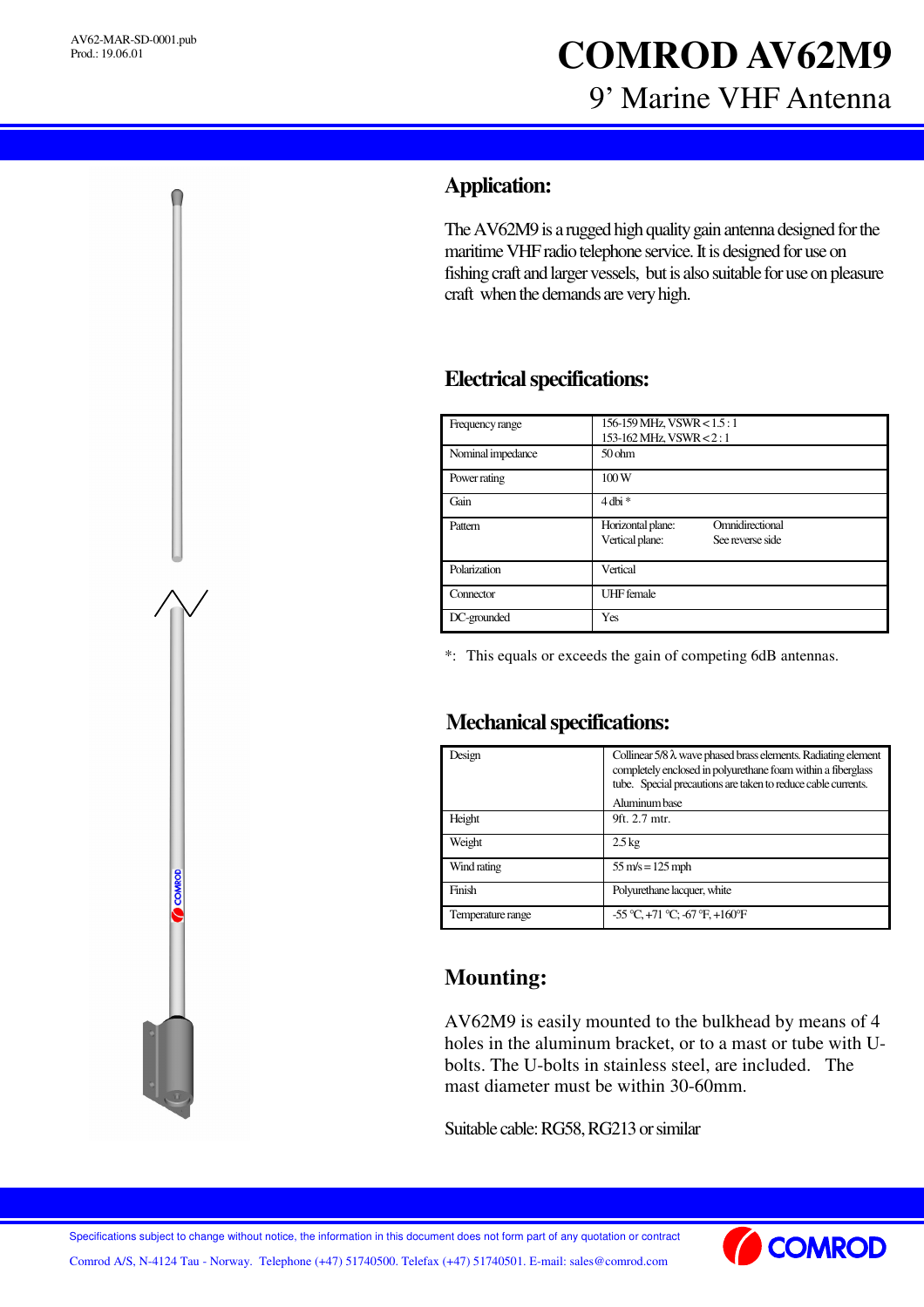AV62-MAR-SD-0001.pub
Prod.: 19.06.01

# COMROD AV62M9

## 9' Marine VHF Antenna

## Application:

The AV62M9 is a rugged high quality gain antenna designed for the maritime VHF radio telephone service. It is designed for use on fishing craft and larger vessels, but is also suitable for use on pleasure craft when the demands are very high.

## Electrical specifications:

| | |
|---|---|
| Frequency range | 156-159 MHz, VSWR < 1.5 : 1<br>153-162 MHz, VSWR < 2 : 1 |
| Nominal impedance | 50 ohm |
| Power rating | 100 W |
| Gain | 4 dbi * |
| Pattern | Horizontal plane: Omnidirectional<br>Vertical plane: See reverse side |
| Polarization | Vertical |
| Connector | UHF female |
| DC-grounded | Yes |

*: This equals or exceeds the gain of competing 6dB antennas.

## Mechanical specifications:

| | |
|---|---|
| Design | Collinear 5/8 λ wave phased brass elements. Radiating element completely enclosed in polyurethane foam within a fiberglass tube. Special precautions are taken to reduce cable currents.<br>Aluminum base |
| Height | 9ft. 2.7 mtr. |
| Weight | 2.5 kg |
| Wind rating | 55 m/s = 125 mph |
| Finish | Polyurethane lacquer, white |
| Temperature range | -55 °C, +71 °C; -67 °F, +160°F |

## Mounting:

AV62M9 is easily mounted to the bulkhead by means of 4 holes in the aluminum bracket, or to a mast or tube with U-bolts. The U-bolts in stainless steel, are included. The mast diameter must be within 30-60mm.

Suitable cable: RG58, RG213 or similar

Specifications subject to change without notice, the information in this document does not form part of any quotation or contract

Comrod A/S, N-4124 Tau - Norway. Telephone (+47) 51740500. Telefax (+47) 51740501. E-mail: sales@comrod.com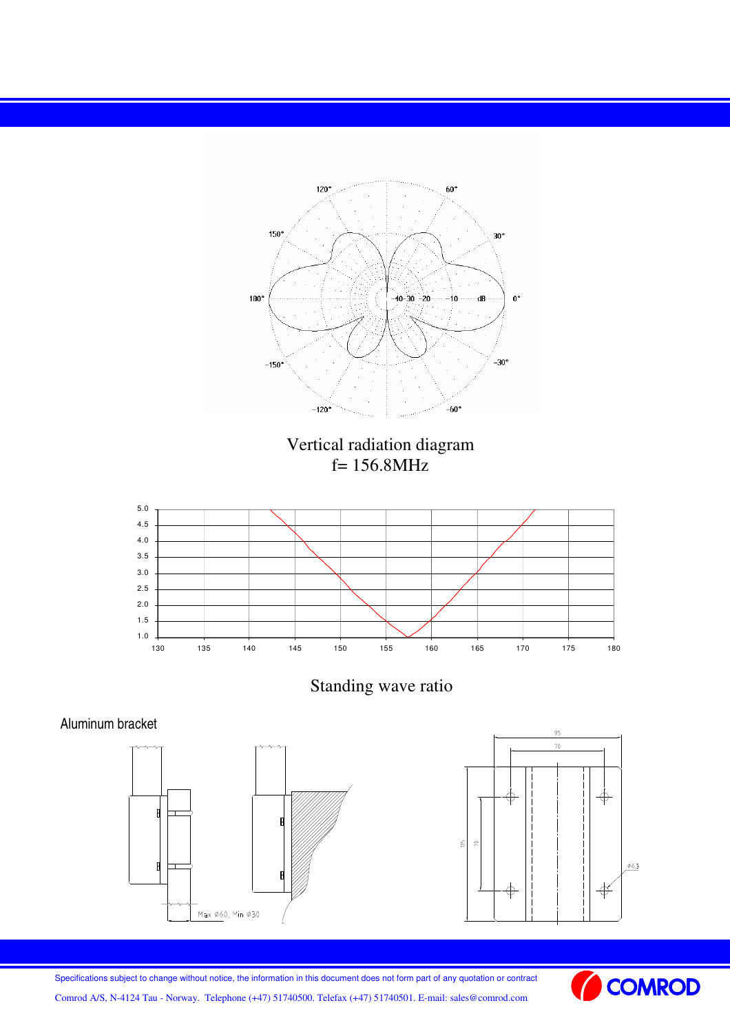120° 60° 150° 30° 180° -40 -30 -20 -10 dB 0° -150° -30° -120° -60°

Vertical radiation diagram
f= 156.8MHz

5.0 4.5 4.0 3.5 3.0 2.5 2.0 1.5 1.0

130 135 140 145 150 155 160 165 170 175 180

Standing wave ratio

Aluminum bracket

Max Ø60, Min Ø30

95 70 115 70 Ø6.3

Specifications subject to change without notice, the information in this document does not form part of any quotation or contract

Comrod A/S, N-4124 Tau - Norway. Telephone (+47) 51740500. Telefax (+47) 51740501. E-mail: sales@comrod.com

COMROD